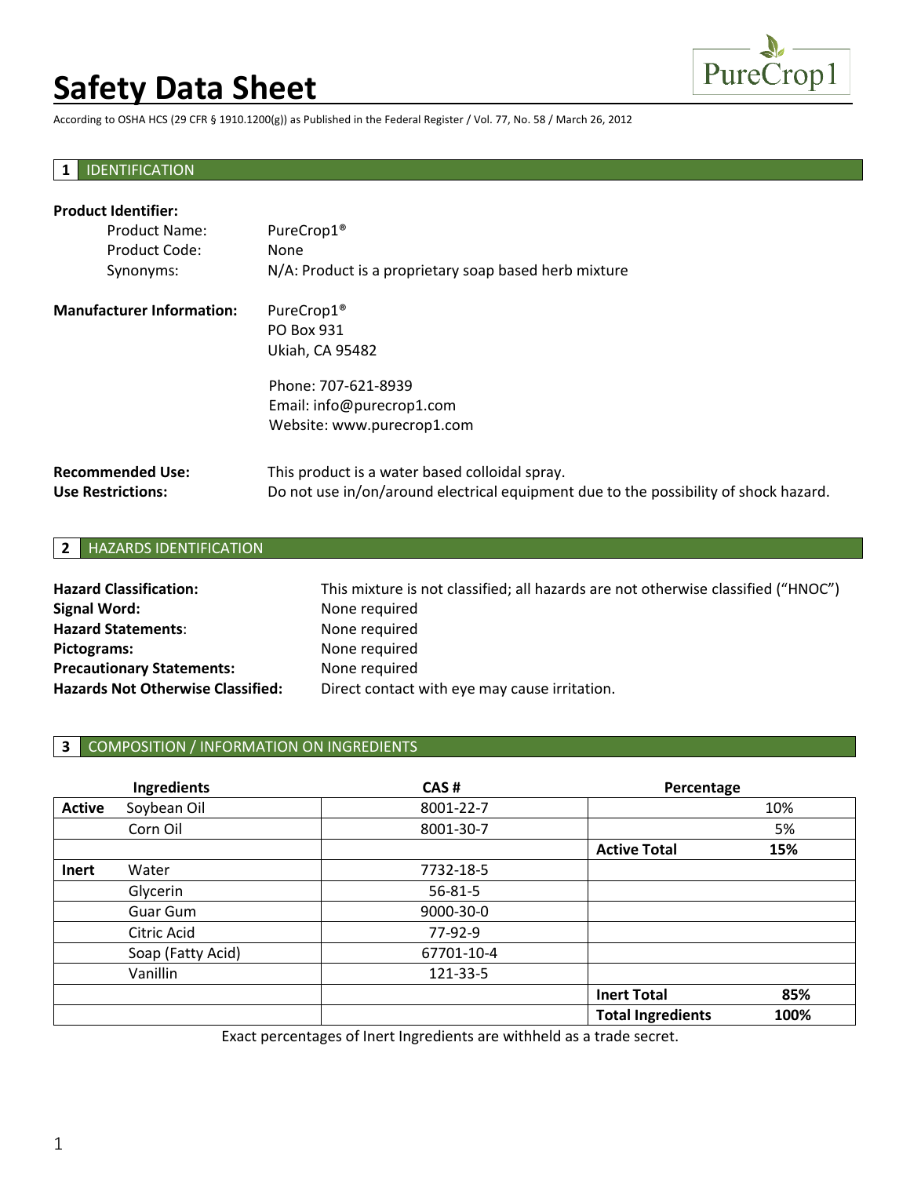# Safety Data Sheet

According to OSHA HCS (29 CFR § 1910.1200(g)) as Published in the Federal Register / Vol. 77, No. 58 / March 26, 2012

## 1 IDENTIFICATION

**Product Identifier:**

- Product Name: PureCrop1®
- Product Code: None
- Synonyms: N/A: Product is a proprietary soap based herb mixture

**Manufacturer Information:**
PureCrop1®
PO Box 931
Ukiah, CA 95482

Phone: 707-621-8939
Email: info@purecrop1.com
Website: www.purecrop1.com

**Recommended Use:** This product is a water based colloidal spray.
**Use Restrictions:** Do not use in/on/around electrical equipment due to the possibility of shock hazard.

## 2 HAZARDS IDENTIFICATION

**Hazard Classification:** This mixture is not classified; all hazards are not otherwise classified ("HNOC")
**Signal Word:** None required
**Hazard Statements**: None required
**Pictograms:** None required
**Precautionary Statements:** None required
**Hazards Not Otherwise Classified:** Direct contact with eye may cause irritation.

## 3 COMPOSITION / INFORMATION ON INGREDIENTS

| | Ingredients | CAS # | Percentage | |
|---|---|---|---|---|
| **Active** | Soybean Oil | 8001-22-7 | | 10% |
| | Corn Oil | 8001-30-7 | | 5% |
| | | | **Active Total** | **15%** |
| **Inert** | Water | 7732-18-5 | | |
| | Glycerin | 56-81-5 | | |
| | Guar Gum | 9000-30-0 | | |
| | Citric Acid | 77-92-9 | | |
| | Soap (Fatty Acid) | 67701-10-4 | | |
| | Vanillin | 121-33-5 | | |
| | | | **Inert Total** | **85%** |
| | | | **Total Ingredients** | **100%** |

Exact percentages of Inert Ingredients are withheld as a trade secret.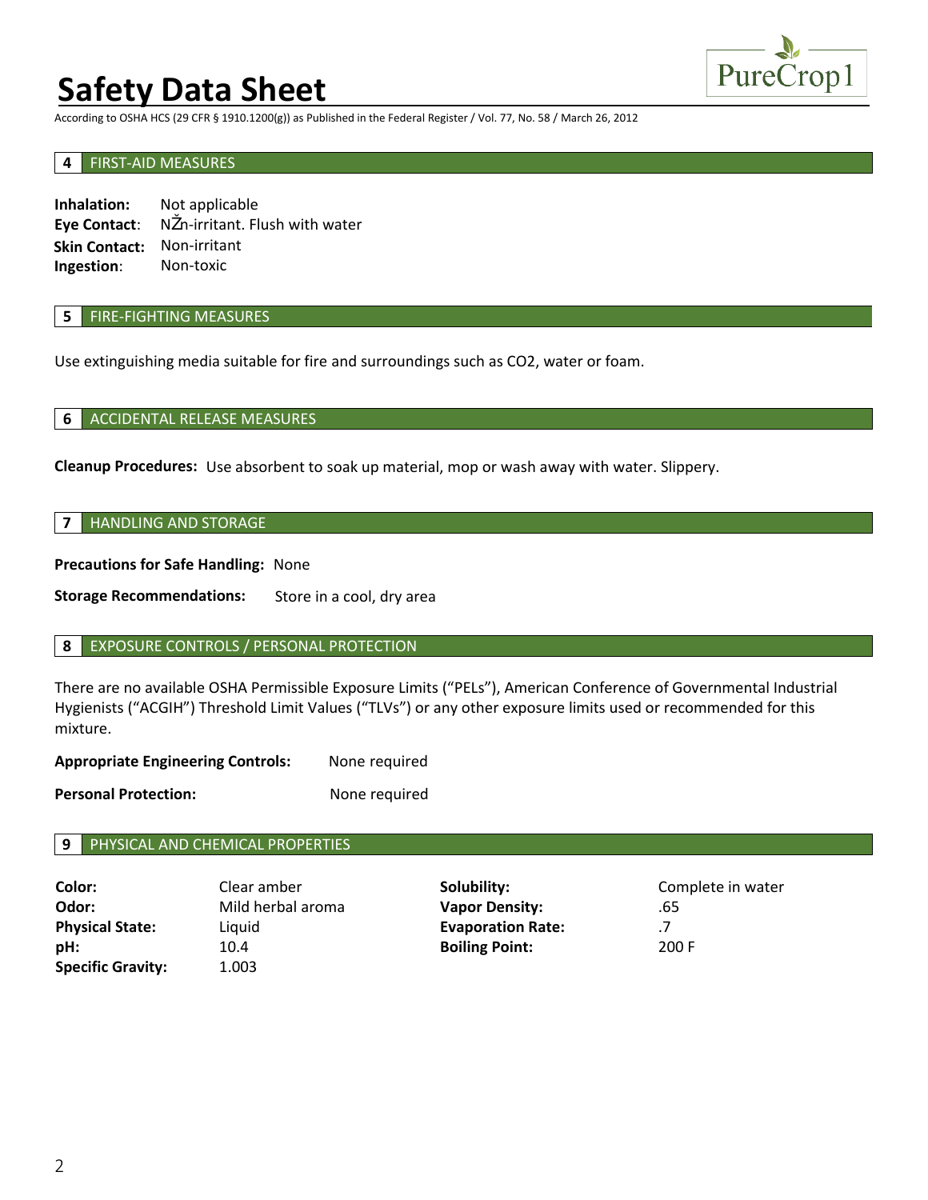# Safety Data Sheet

According to OSHA HCS (29 CFR § 1910.1200(g)) as Published in the Federal Register / Vol. 77, No. 58 / March 26, 2012

## 4 FIRST-AID MEASURES

**Inhalation:** Not applicable
**Eye Contact**: NŽn-irritant. Flush with water
**Skin Contact:** Non-irritant
**Ingestion**: Non-toxic

## 5 FIRE-FIGHTING MEASURES

Use extinguishing media suitable for fire and surroundings such as CO2, water or foam.

## 6 ACCIDENTAL RELEASE MEASURES

**Cleanup Procedures:** Use absorbent to soak up material, mop or wash away with water. Slippery.

## 7 HANDLING AND STORAGE

**Precautions for Safe Handling:** None

**Storage Recommendations:** Store in a cool, dry area

## 8 EXPOSURE CONTROLS / PERSONAL PROTECTION

There are no available OSHA Permissible Exposure Limits ("PELs"), American Conference of Governmental Industrial Hygienists ("ACGIH") Threshold Limit Values ("TLVs") or any other exposure limits used or recommended for this mixture.

**Appropriate Engineering Controls:** None required

**Personal Protection:** None required

## 9 PHYSICAL AND CHEMICAL PROPERTIES

| | | | |
|---|---|---|---|
| **Color:** | Clear amber | **Solubility:** | Complete in water |
| **Odor:** | Mild herbal aroma | **Vapor Density:** | .65 |
| **Physical State:** | Liquid | **Evaporation Rate:** | .7 |
| **pH:** | 10.4 | **Boiling Point:** | 200 F |
| **Specific Gravity:** | 1.003 | | |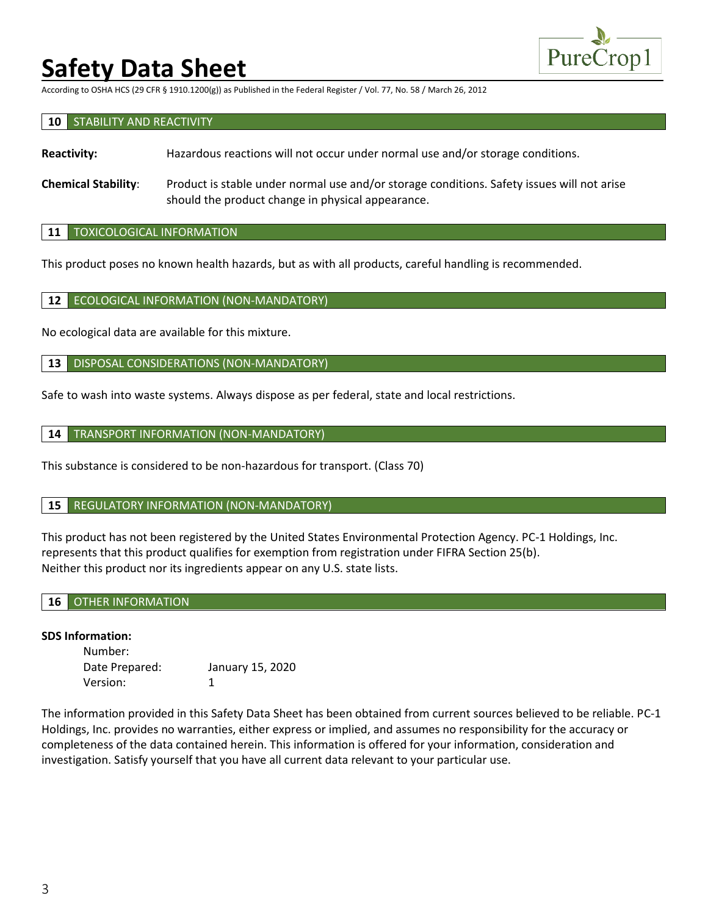## 10 STABILITY AND REACTIVITY

**Reactivity:** Hazardous reactions will not occur under normal use and/or storage conditions.

**Chemical Stability**: Product is stable under normal use and/or storage conditions. Safety issues will not arise should the product change in physical appearance.

## 11 TOXICOLOGICAL INFORMATION

This product poses no known health hazards, but as with all products, careful handling is recommended.

## 12 ECOLOGICAL INFORMATION (NON-MANDATORY)

No ecological data are available for this mixture.

## 13 DISPOSAL CONSIDERATIONS (NON-MANDATORY)

Safe to wash into waste systems. Always dispose as per federal, state and local restrictions.

## 14 TRANSPORT INFORMATION (NON-MANDATORY)

This substance is considered to be non-hazardous for transport. (Class 70)

## 15 REGULATORY INFORMATION (NON-MANDATORY)

This product has not been registered by the United States Environmental Protection Agency. PC-1 Holdings, Inc. represents that this product qualifies for exemption from registration under FIFRA Section 25(b).
Neither this product nor its ingredients appear on any U.S. state lists.

## 16 OTHER INFORMATION

**SDS Information:**

| | |
|---|---|
| Number: | |
| Date Prepared: | January 15, 2020 |
| Version: | 1 |

The information provided in this Safety Data Sheet has been obtained from current sources believed to be reliable. PC-1 Holdings, Inc. provides no warranties, either express or implied, and assumes no responsibility for the accuracy or completeness of the data contained herein. This information is offered for your information, consideration and investigation. Satisfy yourself that you have all current data relevant to your particular use.